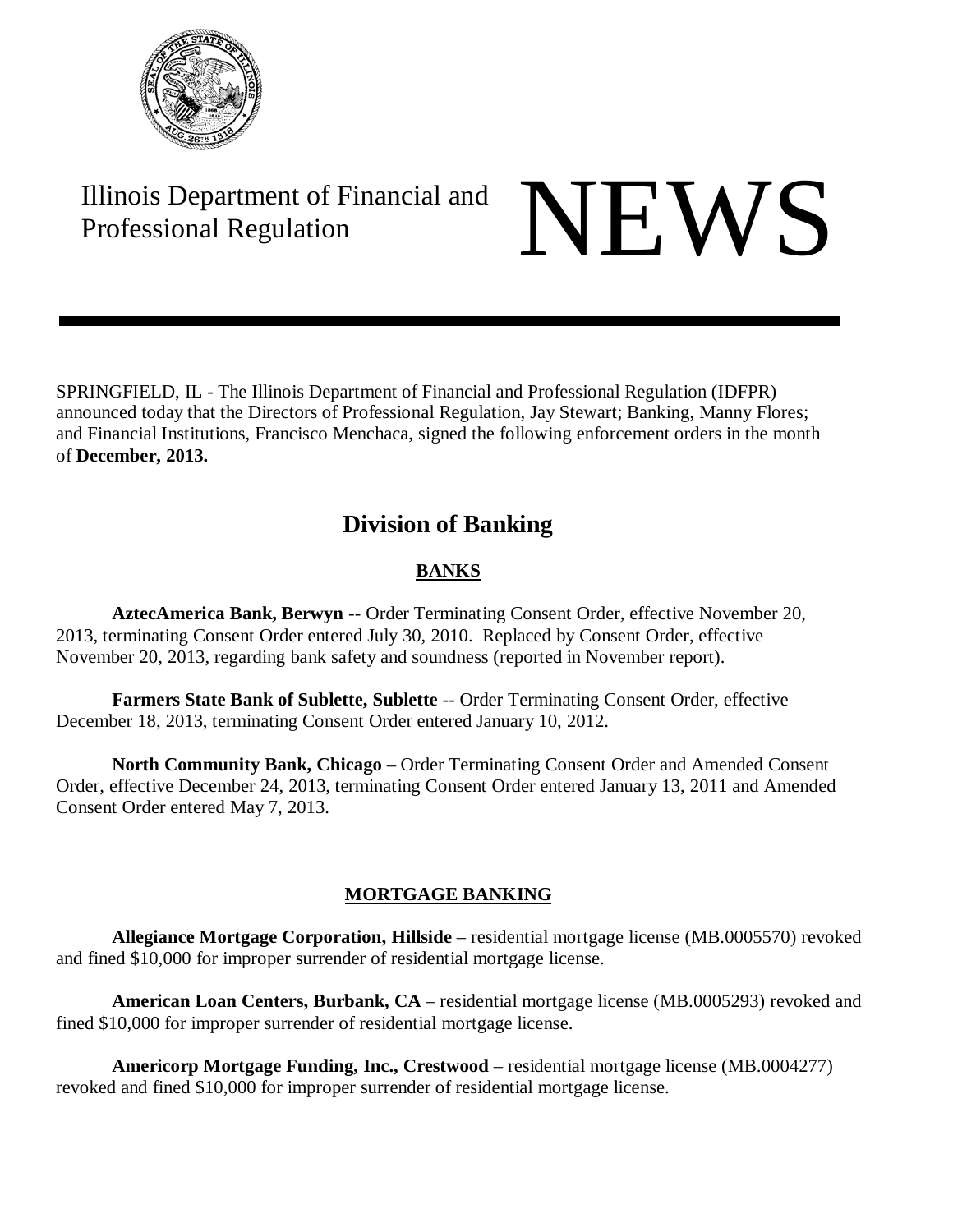Illinois Department of Financial and Professional Regulation

# NEWS

SPRINGFIELD, IL - The Illinois Department of Financial and Professional Regulation (IDFPR) announced today that the Directors of Professional Regulation, Jay Stewart; Banking, Manny Flores; and Financial Institutions, Francisco Menchaca, signed the following enforcement orders in the month of **December, 2013.**

## Division of Banking

### BANKS

**AztecAmerica Bank, Berwyn** -- Order Terminating Consent Order, effective November 20, 2013, terminating Consent Order entered July 30, 2010. Replaced by Consent Order, effective November 20, 2013, regarding bank safety and soundness (reported in November report).

**Farmers State Bank of Sublette, Sublette** -- Order Terminating Consent Order, effective December 18, 2013, terminating Consent Order entered January 10, 2012.

**North Community Bank, Chicago** – Order Terminating Consent Order and Amended Consent Order, effective December 24, 2013, terminating Consent Order entered January 13, 2011 and Amended Consent Order entered May 7, 2013.

### MORTGAGE BANKING

**Allegiance Mortgage Corporation, Hillside** – residential mortgage license (MB.0005570) revoked and fined $10,000 for improper surrender of residential mortgage license.

**American Loan Centers, Burbank, CA** – residential mortgage license (MB.0005293) revoked and fined $10,000 for improper surrender of residential mortgage license.

**Americorp Mortgage Funding, Inc., Crestwood** – residential mortgage license (MB.0004277) revoked and fined $10,000 for improper surrender of residential mortgage license.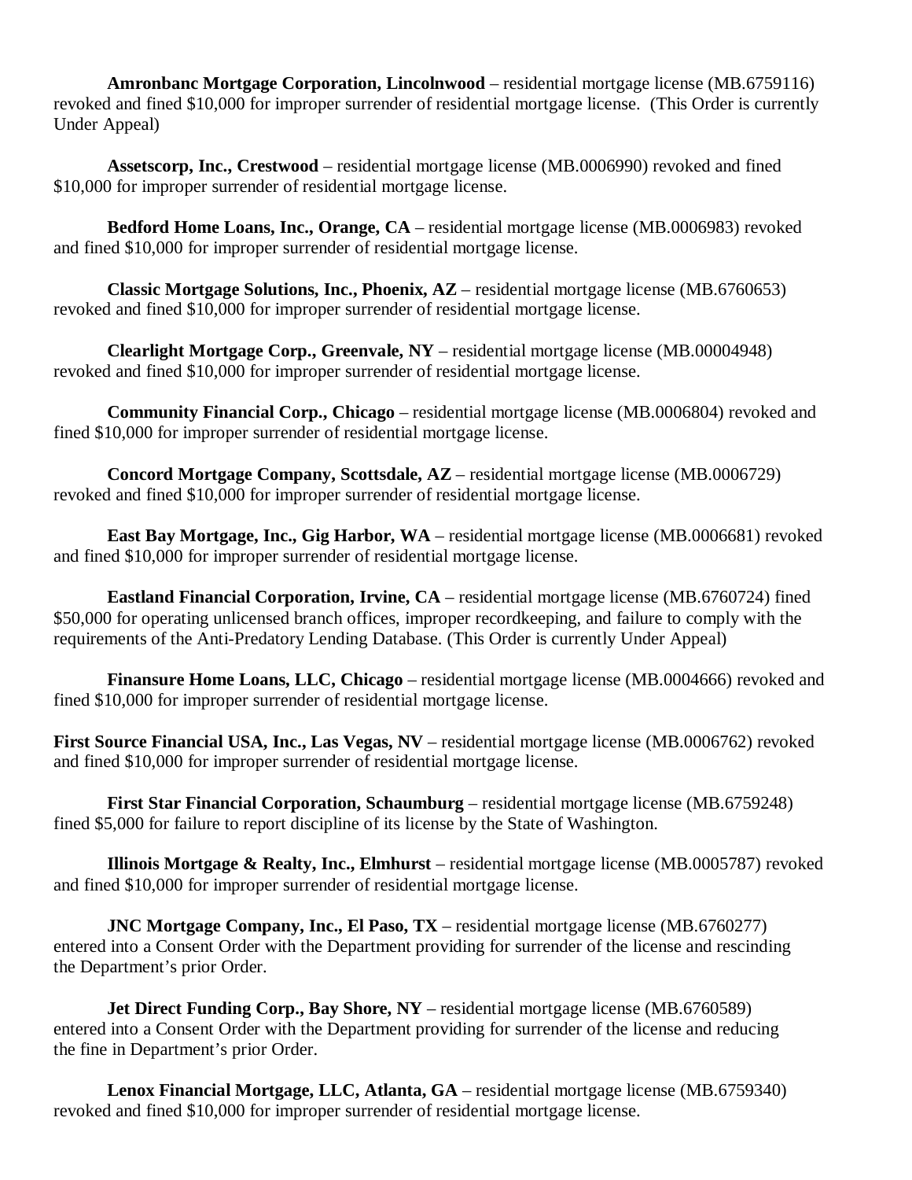**Amronbanc Mortgage Corporation, Lincolnwood** – residential mortgage license (MB.6759116) revoked and fined $10,000 for improper surrender of residential mortgage license. (This Order is currently Under Appeal)

**Assetscorp, Inc., Crestwood** – residential mortgage license (MB.0006990) revoked and fined $10,000 for improper surrender of residential mortgage license.

**Bedford Home Loans, Inc., Orange, CA** – residential mortgage license (MB.0006983) revoked and fined $10,000 for improper surrender of residential mortgage license.

**Classic Mortgage Solutions, Inc., Phoenix, AZ** – residential mortgage license (MB.6760653) revoked and fined $10,000 for improper surrender of residential mortgage license.

**Clearlight Mortgage Corp., Greenvale, NY** – residential mortgage license (MB.00004948) revoked and fined $10,000 for improper surrender of residential mortgage license.

**Community Financial Corp., Chicago** – residential mortgage license (MB.0006804) revoked and fined $10,000 for improper surrender of residential mortgage license.

**Concord Mortgage Company, Scottsdale, AZ** – residential mortgage license (MB.0006729) revoked and fined $10,000 for improper surrender of residential mortgage license.

**East Bay Mortgage, Inc., Gig Harbor, WA** – residential mortgage license (MB.0006681) revoked and fined $10,000 for improper surrender of residential mortgage license.

**Eastland Financial Corporation, Irvine, CA** – residential mortgage license (MB.6760724) fined $50,000 for operating unlicensed branch offices, improper recordkeeping, and failure to comply with the requirements of the Anti-Predatory Lending Database. (This Order is currently Under Appeal)

**Finansure Home Loans, LLC, Chicago** – residential mortgage license (MB.0004666) revoked and fined $10,000 for improper surrender of residential mortgage license.

**First Source Financial USA, Inc., Las Vegas, NV** – residential mortgage license (MB.0006762) revoked and fined $10,000 for improper surrender of residential mortgage license.

**First Star Financial Corporation, Schaumburg** – residential mortgage license (MB.6759248) fined $5,000 for failure to report discipline of its license by the State of Washington.

**Illinois Mortgage & Realty, Inc., Elmhurst** – residential mortgage license (MB.0005787) revoked and fined $10,000 for improper surrender of residential mortgage license.

**JNC Mortgage Company, Inc., El Paso, TX** – residential mortgage license (MB.6760277) entered into a Consent Order with the Department providing for surrender of the license and rescinding the Department's prior Order.

**Jet Direct Funding Corp., Bay Shore, NY** – residential mortgage license (MB.6760589) entered into a Consent Order with the Department providing for surrender of the license and reducing the fine in Department's prior Order.

**Lenox Financial Mortgage, LLC, Atlanta, GA** – residential mortgage license (MB.6759340) revoked and fined $10,000 for improper surrender of residential mortgage license.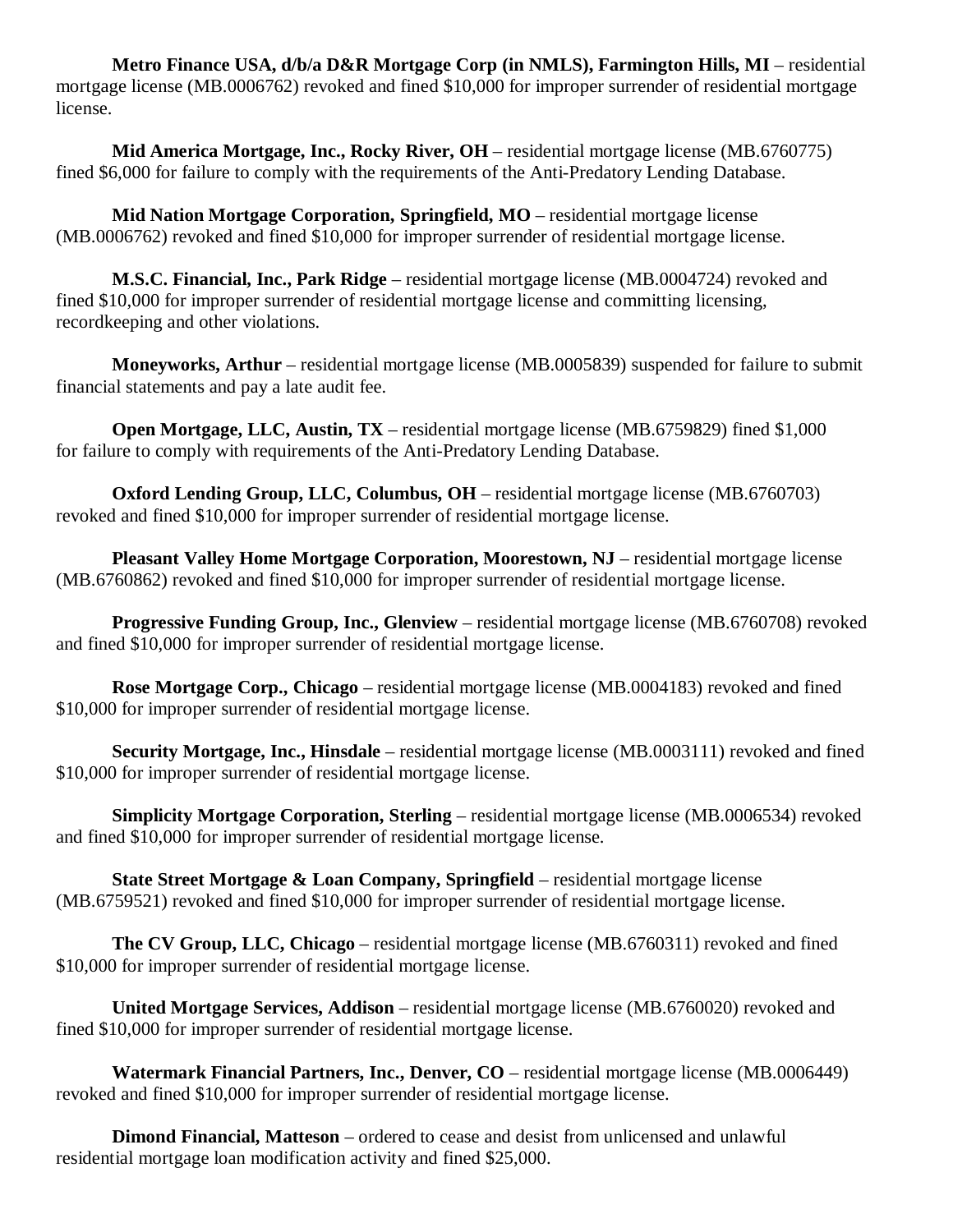**Metro Finance USA, d/b/a D&R Mortgage Corp (in NMLS), Farmington Hills, MI** – residential mortgage license (MB.0006762) revoked and fined $10,000 for improper surrender of residential mortgage license.

**Mid America Mortgage, Inc., Rocky River, OH** – residential mortgage license (MB.6760775) fined $6,000 for failure to comply with the requirements of the Anti-Predatory Lending Database.

**Mid Nation Mortgage Corporation, Springfield, MO** – residential mortgage license (MB.0006762) revoked and fined $10,000 for improper surrender of residential mortgage license.

**M.S.C. Financial, Inc., Park Ridge** – residential mortgage license (MB.0004724) revoked and fined $10,000 for improper surrender of residential mortgage license and committing licensing, recordkeeping and other violations.

**Moneyworks, Arthur** – residential mortgage license (MB.0005839) suspended for failure to submit financial statements and pay a late audit fee.

**Open Mortgage, LLC, Austin, TX** – residential mortgage license (MB.6759829) fined $1,000 for failure to comply with requirements of the Anti-Predatory Lending Database.

**Oxford Lending Group, LLC, Columbus, OH** – residential mortgage license (MB.6760703) revoked and fined $10,000 for improper surrender of residential mortgage license.

**Pleasant Valley Home Mortgage Corporation, Moorestown, NJ** – residential mortgage license (MB.6760862) revoked and fined $10,000 for improper surrender of residential mortgage license.

**Progressive Funding Group, Inc., Glenview** – residential mortgage license (MB.6760708) revoked and fined $10,000 for improper surrender of residential mortgage license.

**Rose Mortgage Corp., Chicago** – residential mortgage license (MB.0004183) revoked and fined $10,000 for improper surrender of residential mortgage license.

**Security Mortgage, Inc., Hinsdale** – residential mortgage license (MB.0003111) revoked and fined $10,000 for improper surrender of residential mortgage license.

**Simplicity Mortgage Corporation, Sterling** – residential mortgage license (MB.0006534) revoked and fined $10,000 for improper surrender of residential mortgage license.

**State Street Mortgage & Loan Company, Springfield** – residential mortgage license (MB.6759521) revoked and fined $10,000 for improper surrender of residential mortgage license.

**The CV Group, LLC, Chicago** – residential mortgage license (MB.6760311) revoked and fined $10,000 for improper surrender of residential mortgage license.

**United Mortgage Services, Addison** – residential mortgage license (MB.6760020) revoked and fined $10,000 for improper surrender of residential mortgage license.

**Watermark Financial Partners, Inc., Denver, CO** – residential mortgage license (MB.0006449) revoked and fined $10,000 for improper surrender of residential mortgage license.

**Dimond Financial, Matteson** – ordered to cease and desist from unlicensed and unlawful residential mortgage loan modification activity and fined $25,000.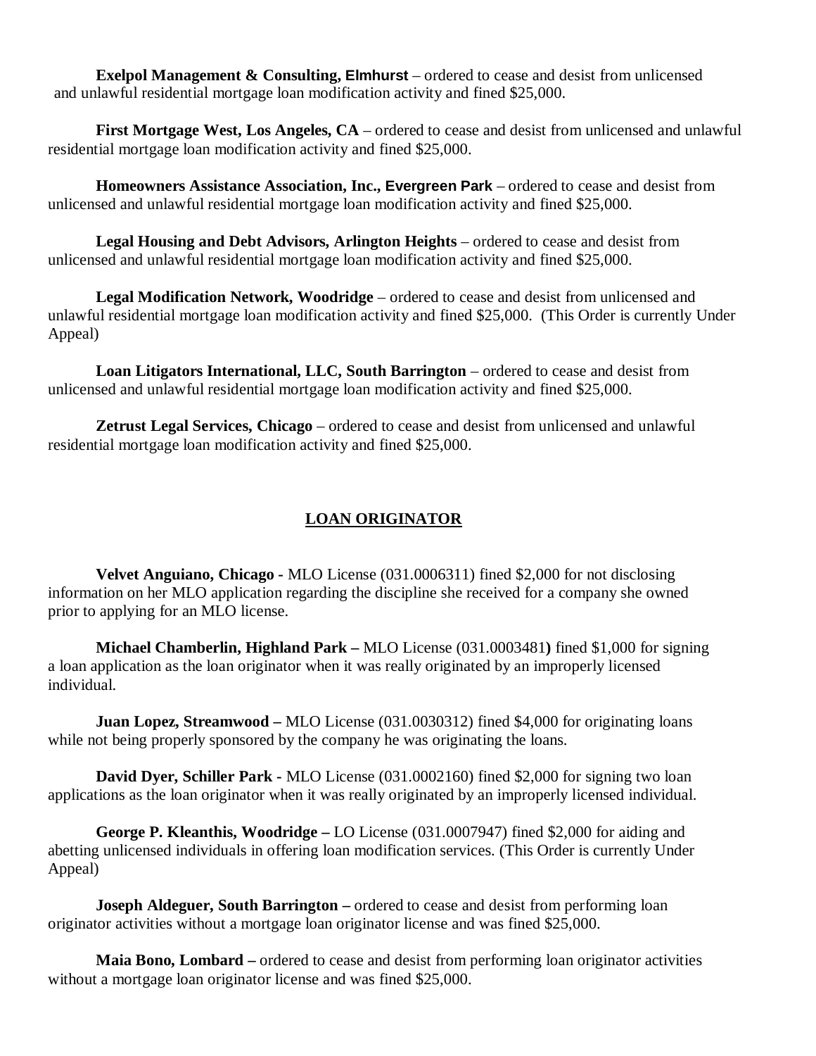**Exelpol Management & Consulting, Elmhurst** – ordered to cease and desist from unlicensed and unlawful residential mortgage loan modification activity and fined $25,000.

**First Mortgage West, Los Angeles, CA** – ordered to cease and desist from unlicensed and unlawful residential mortgage loan modification activity and fined $25,000.

**Homeowners Assistance Association, Inc., Evergreen Park** – ordered to cease and desist from unlicensed and unlawful residential mortgage loan modification activity and fined $25,000.

**Legal Housing and Debt Advisors, Arlington Heights** – ordered to cease and desist from unlicensed and unlawful residential mortgage loan modification activity and fined $25,000.

**Legal Modification Network, Woodridge** – ordered to cease and desist from unlicensed and unlawful residential mortgage loan modification activity and fined $25,000. (This Order is currently Under Appeal)

**Loan Litigators International, LLC, South Barrington** – ordered to cease and desist from unlicensed and unlawful residential mortgage loan modification activity and fined $25,000.

**Zetrust Legal Services, Chicago** – ordered to cease and desist from unlicensed and unlawful residential mortgage loan modification activity and fined $25,000.

## LOAN ORIGINATOR

**Velvet Anguiano, Chicago -** MLO License (031.0006311) fined $2,000 for not disclosing information on her MLO application regarding the discipline she received for a company she owned prior to applying for an MLO license.

**Michael Chamberlin, Highland Park –** MLO License (031.0003481**)** fined $1,000 for signing a loan application as the loan originator when it was really originated by an improperly licensed individual.

**Juan Lopez, Streamwood –** MLO License (031.0030312) fined $4,000 for originating loans while not being properly sponsored by the company he was originating the loans.

**David Dyer, Schiller Park -** MLO License (031.0002160) fined $2,000 for signing two loan applications as the loan originator when it was really originated by an improperly licensed individual.

**George P. Kleanthis, Woodridge –** LO License (031.0007947) fined $2,000 for aiding and abetting unlicensed individuals in offering loan modification services. (This Order is currently Under Appeal)

**Joseph Aldeguer, South Barrington –** ordered to cease and desist from performing loan originator activities without a mortgage loan originator license and was fined $25,000.

**Maia Bono, Lombard –** ordered to cease and desist from performing loan originator activities without a mortgage loan originator license and was fined $25,000.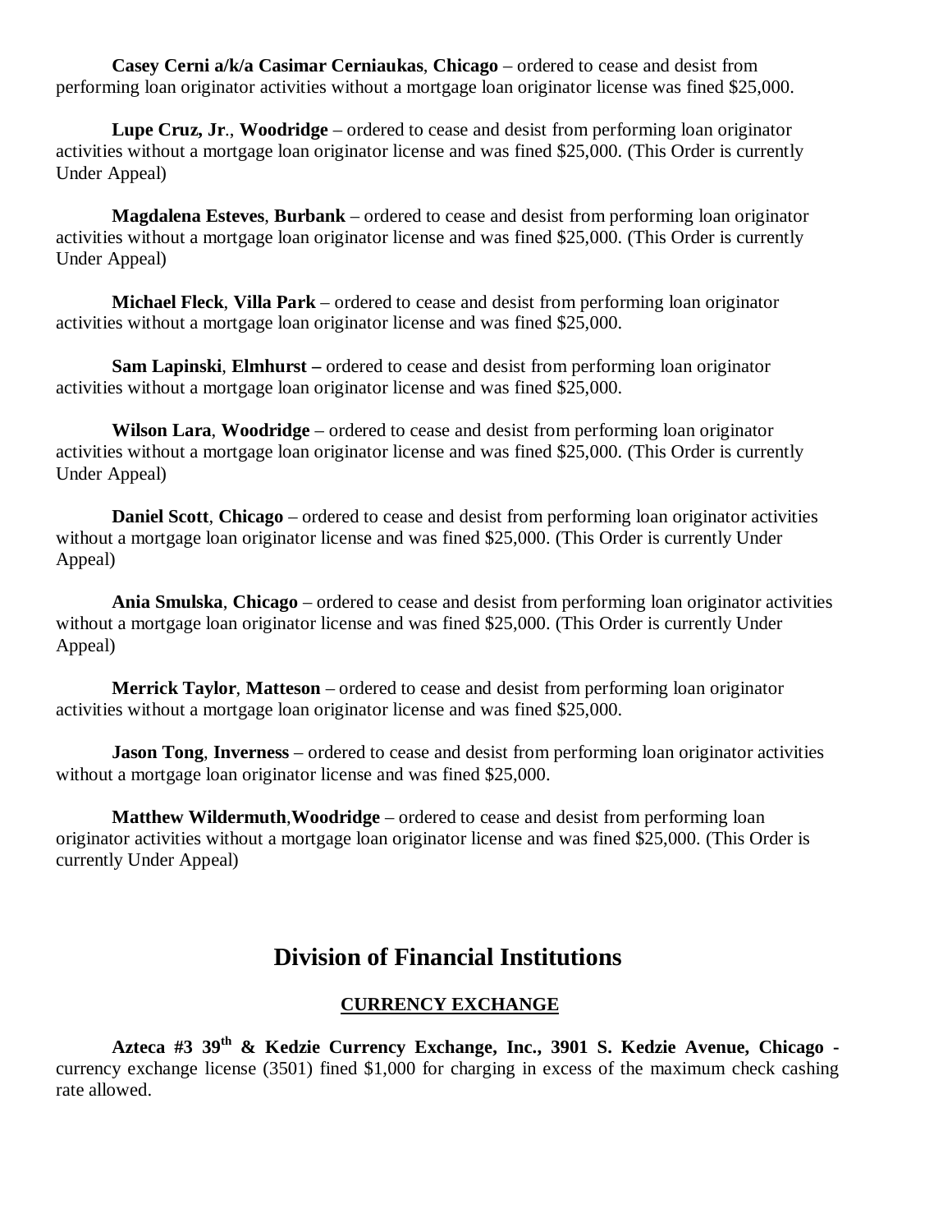**Casey Cerni a/k/a Casimar Cerniaukas**, **Chicago** – ordered to cease and desist from performing loan originator activities without a mortgage loan originator license was fined $25,000.

**Lupe Cruz, Jr**., **Woodridge** – ordered to cease and desist from performing loan originator activities without a mortgage loan originator license and was fined $25,000. (This Order is currently Under Appeal)

**Magdalena Esteves**, **Burbank** – ordered to cease and desist from performing loan originator activities without a mortgage loan originator license and was fined $25,000. (This Order is currently Under Appeal)

**Michael Fleck**, **Villa Park** – ordered to cease and desist from performing loan originator activities without a mortgage loan originator license and was fined $25,000.

**Sam Lapinski**, **Elmhurst –** ordered to cease and desist from performing loan originator activities without a mortgage loan originator license and was fined $25,000.

**Wilson Lara**, **Woodridge** – ordered to cease and desist from performing loan originator activities without a mortgage loan originator license and was fined $25,000. (This Order is currently Under Appeal)

**Daniel Scott**, **Chicago** – ordered to cease and desist from performing loan originator activities without a mortgage loan originator license and was fined $25,000. (This Order is currently Under Appeal)

**Ania Smulska**, **Chicago** – ordered to cease and desist from performing loan originator activities without a mortgage loan originator license and was fined $25,000. (This Order is currently Under Appeal)

**Merrick Taylor**, **Matteson** – ordered to cease and desist from performing loan originator activities without a mortgage loan originator license and was fined $25,000.

**Jason Tong**, **Inverness** – ordered to cease and desist from performing loan originator activities without a mortgage loan originator license and was fined $25,000.

**Matthew Wildermuth**,**Woodridge** – ordered to cease and desist from performing loan originator activities without a mortgage loan originator license and was fined $25,000. (This Order is currently Under Appeal)

## Division of Financial Institutions

### CURRENCY EXCHANGE

**Azteca #3 39th & Kedzie Currency Exchange, Inc., 3901 S. Kedzie Avenue, Chicago -** currency exchange license (3501) fined $1,000 for charging in excess of the maximum check cashing rate allowed.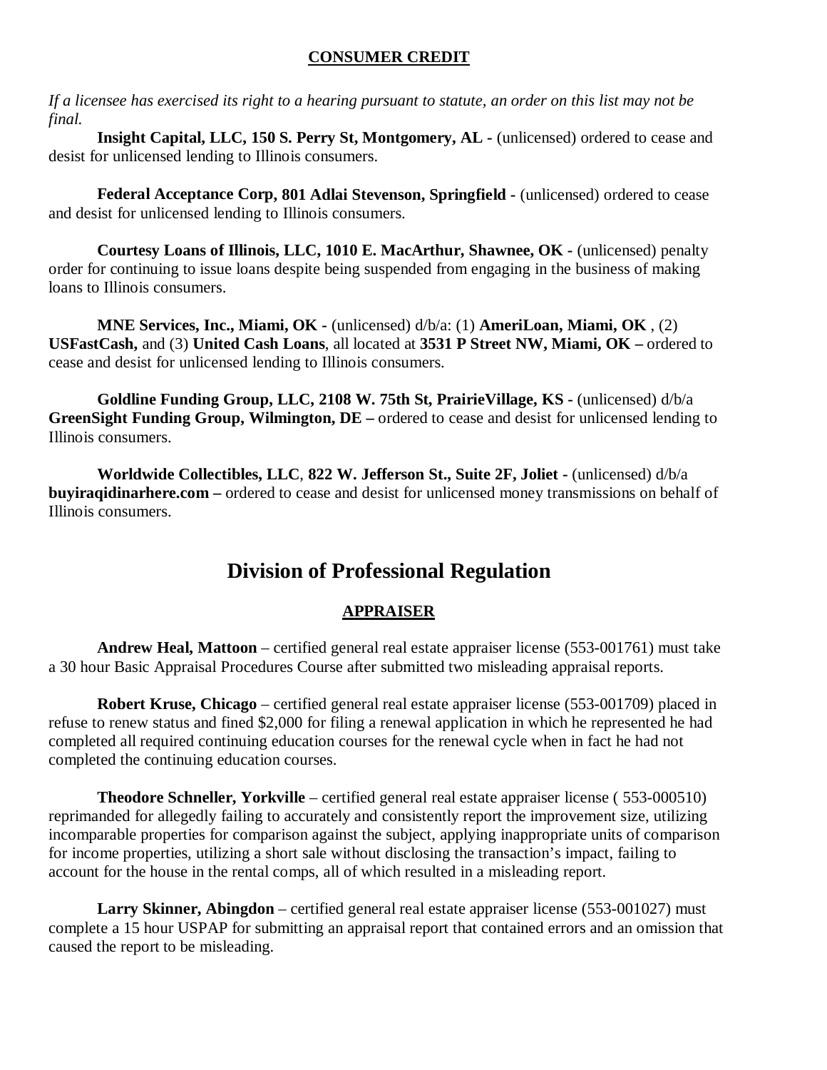**CONSUMER CREDIT**

*If a licensee has exercised its right to a hearing pursuant to statute, an order on this list may not be final.*

**Insight Capital, LLC, 150 S. Perry St, Montgomery, AL -** (unlicensed) ordered to cease and desist for unlicensed lending to Illinois consumers.

**Federal Acceptance Corp, 801 Adlai Stevenson, Springfield -** (unlicensed) ordered to cease and desist for unlicensed lending to Illinois consumers.

**Courtesy Loans of Illinois, LLC, 1010 E. MacArthur, Shawnee, OK -** (unlicensed) penalty order for continuing to issue loans despite being suspended from engaging in the business of making loans to Illinois consumers.

**MNE Services, Inc., Miami, OK -** (unlicensed) d/b/a: (1) **AmeriLoan, Miami, OK** , (2) **USFastCash,** and (3) **United Cash Loans**, all located at **3531 P Street NW, Miami, OK –** ordered to cease and desist for unlicensed lending to Illinois consumers.

**Goldline Funding Group, LLC, 2108 W. 75th St, PrairieVillage, KS -** (unlicensed) d/b/a **GreenSight Funding Group, Wilmington, DE –** ordered to cease and desist for unlicensed lending to Illinois consumers.

**Worldwide Collectibles, LLC**, **822 W. Jefferson St., Suite 2F, Joliet -** (unlicensed) d/b/a **buyiraqidinarhere.com –** ordered to cease and desist for unlicensed money transmissions on behalf of Illinois consumers.

# Division of Professional Regulation

**APPRAISER**

**Andrew Heal, Mattoon** – certified general real estate appraiser license (553-001761) must take a 30 hour Basic Appraisal Procedures Course after submitted two misleading appraisal reports.

**Robert Kruse, Chicago** – certified general real estate appraiser license (553-001709) placed in refuse to renew status and fined $2,000 for filing a renewal application in which he represented he had completed all required continuing education courses for the renewal cycle when in fact he had not completed the continuing education courses.

**Theodore Schneller, Yorkville** – certified general real estate appraiser license ( 553-000510) reprimanded for allegedly failing to accurately and consistently report the improvement size, utilizing incomparable properties for comparison against the subject, applying inappropriate units of comparison for income properties, utilizing a short sale without disclosing the transaction's impact, failing to account for the house in the rental comps, all of which resulted in a misleading report.

**Larry Skinner, Abingdon** – certified general real estate appraiser license (553-001027) must complete a 15 hour USPAP for submitting an appraisal report that contained errors and an omission that caused the report to be misleading.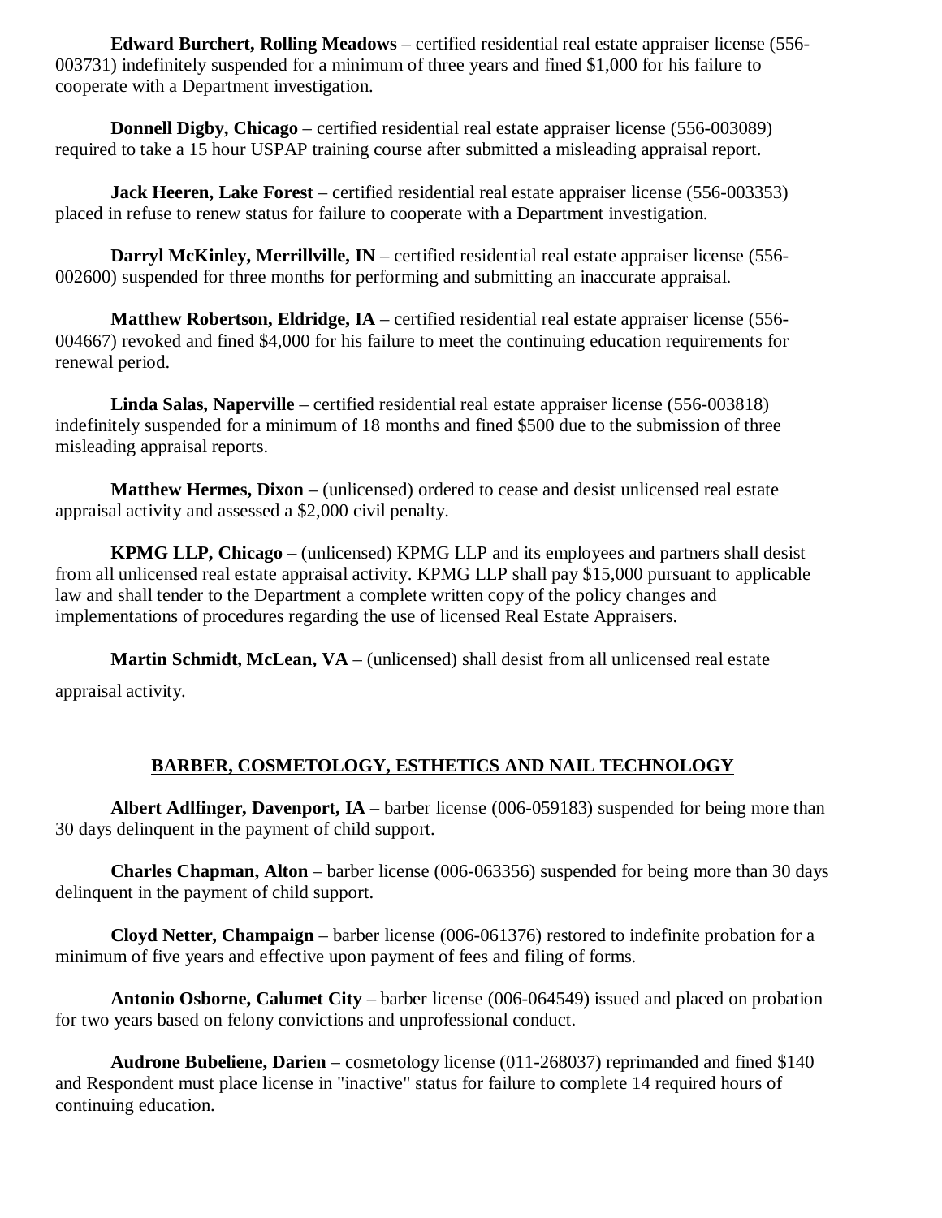**Edward Burchert, Rolling Meadows** – certified residential real estate appraiser license (556-003731) indefinitely suspended for a minimum of three years and fined $1,000 for his failure to cooperate with a Department investigation.

**Donnell Digby, Chicago** – certified residential real estate appraiser license (556-003089) required to take a 15 hour USPAP training course after submitted a misleading appraisal report.

**Jack Heeren, Lake Forest** – certified residential real estate appraiser license (556-003353) placed in refuse to renew status for failure to cooperate with a Department investigation.

**Darryl McKinley, Merrillville, IN** – certified residential real estate appraiser license (556-002600) suspended for three months for performing and submitting an inaccurate appraisal.

**Matthew Robertson, Eldridge, IA** – certified residential real estate appraiser license (556-004667) revoked and fined $4,000 for his failure to meet the continuing education requirements for renewal period.

**Linda Salas, Naperville** – certified residential real estate appraiser license (556-003818) indefinitely suspended for a minimum of 18 months and fined $500 due to the submission of three misleading appraisal reports.

**Matthew Hermes, Dixon** – (unlicensed) ordered to cease and desist unlicensed real estate appraisal activity and assessed a $2,000 civil penalty.

**KPMG LLP, Chicago** – (unlicensed) KPMG LLP and its employees and partners shall desist from all unlicensed real estate appraisal activity. KPMG LLP shall pay $15,000 pursuant to applicable law and shall tender to the Department a complete written copy of the policy changes and implementations of procedures regarding the use of licensed Real Estate Appraisers.

**Martin Schmidt, McLean, VA** – (unlicensed) shall desist from all unlicensed real estate appraisal activity.

## BARBER, COSMETOLOGY, ESTHETICS AND NAIL TECHNOLOGY

**Albert Adlfinger, Davenport, IA** – barber license (006-059183) suspended for being more than 30 days delinquent in the payment of child support.

**Charles Chapman, Alton** – barber license (006-063356) suspended for being more than 30 days delinquent in the payment of child support.

**Cloyd Netter, Champaign** – barber license (006-061376) restored to indefinite probation for a minimum of five years and effective upon payment of fees and filing of forms.

**Antonio Osborne, Calumet City** – barber license (006-064549) issued and placed on probation for two years based on felony convictions and unprofessional conduct.

**Audrone Bubeliene, Darien** – cosmetology license (011-268037) reprimanded and fined $140 and Respondent must place license in "inactive" status for failure to complete 14 required hours of continuing education.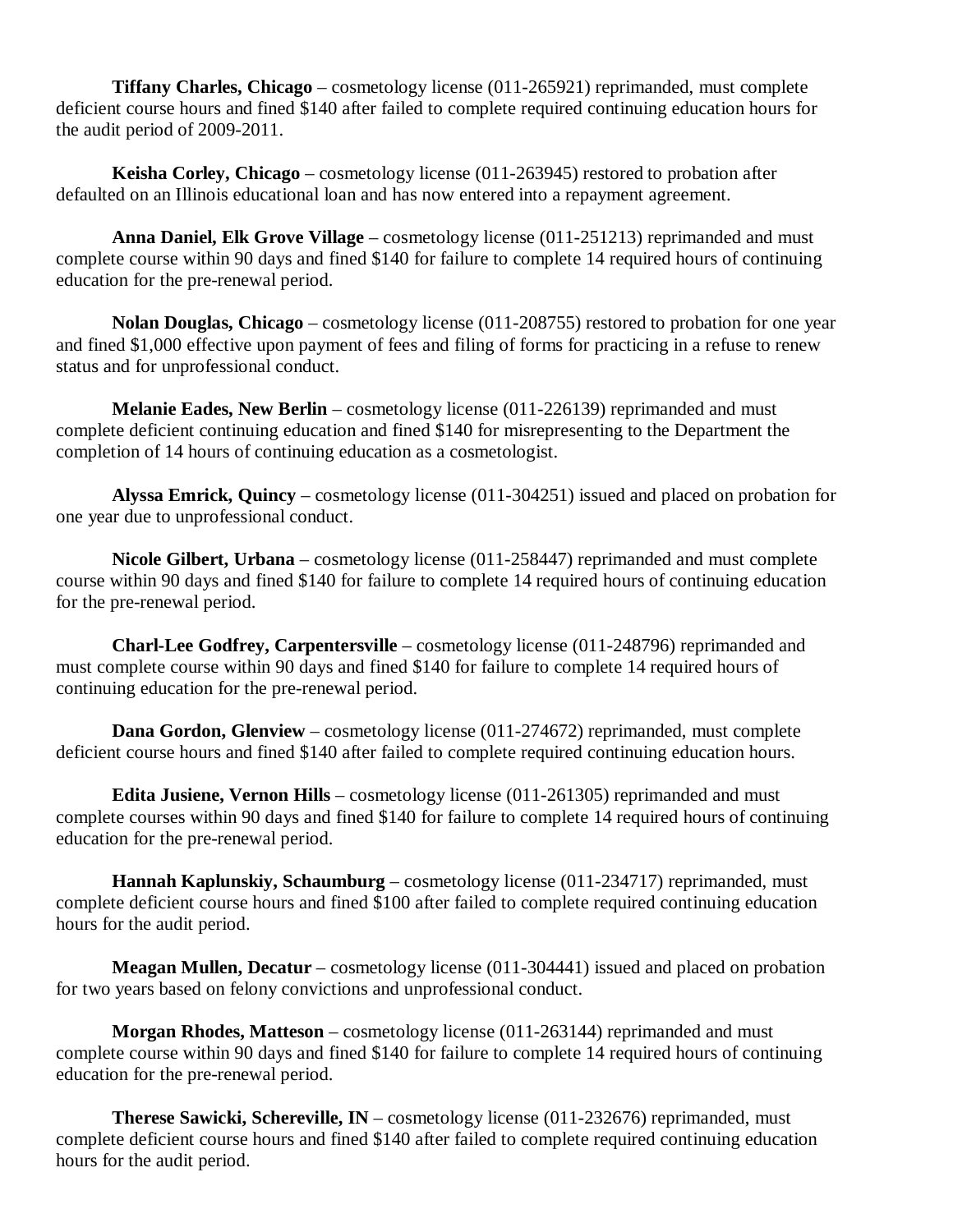**Tiffany Charles, Chicago** – cosmetology license (011-265921) reprimanded, must complete deficient course hours and fined $140 after failed to complete required continuing education hours for the audit period of 2009-2011.

**Keisha Corley, Chicago** – cosmetology license (011-263945) restored to probation after defaulted on an Illinois educational loan and has now entered into a repayment agreement.

**Anna Daniel, Elk Grove Village** – cosmetology license (011-251213) reprimanded and must complete course within 90 days and fined $140 for failure to complete 14 required hours of continuing education for the pre-renewal period.

**Nolan Douglas, Chicago** – cosmetology license (011-208755) restored to probation for one year and fined $1,000 effective upon payment of fees and filing of forms for practicing in a refuse to renew status and for unprofessional conduct.

**Melanie Eades, New Berlin** – cosmetology license (011-226139) reprimanded and must complete deficient continuing education and fined $140 for misrepresenting to the Department the completion of 14 hours of continuing education as a cosmetologist.

**Alyssa Emrick, Quincy** – cosmetology license (011-304251) issued and placed on probation for one year due to unprofessional conduct.

**Nicole Gilbert, Urbana** – cosmetology license (011-258447) reprimanded and must complete course within 90 days and fined $140 for failure to complete 14 required hours of continuing education for the pre-renewal period.

**Charl-Lee Godfrey, Carpentersville** – cosmetology license (011-248796) reprimanded and must complete course within 90 days and fined $140 for failure to complete 14 required hours of continuing education for the pre-renewal period.

**Dana Gordon, Glenview** – cosmetology license (011-274672) reprimanded, must complete deficient course hours and fined $140 after failed to complete required continuing education hours.

**Edita Jusiene, Vernon Hills** – cosmetology license (011-261305) reprimanded and must complete courses within 90 days and fined $140 for failure to complete 14 required hours of continuing education for the pre-renewal period.

**Hannah Kaplunskiy, Schaumburg** – cosmetology license (011-234717) reprimanded, must complete deficient course hours and fined $100 after failed to complete required continuing education hours for the audit period.

**Meagan Mullen, Decatur** – cosmetology license (011-304441) issued and placed on probation for two years based on felony convictions and unprofessional conduct.

**Morgan Rhodes, Matteson** – cosmetology license (011-263144) reprimanded and must complete course within 90 days and fined $140 for failure to complete 14 required hours of continuing education for the pre-renewal period.

**Therese Sawicki, Schereville, IN** – cosmetology license (011-232676) reprimanded, must complete deficient course hours and fined $140 after failed to complete required continuing education hours for the audit period.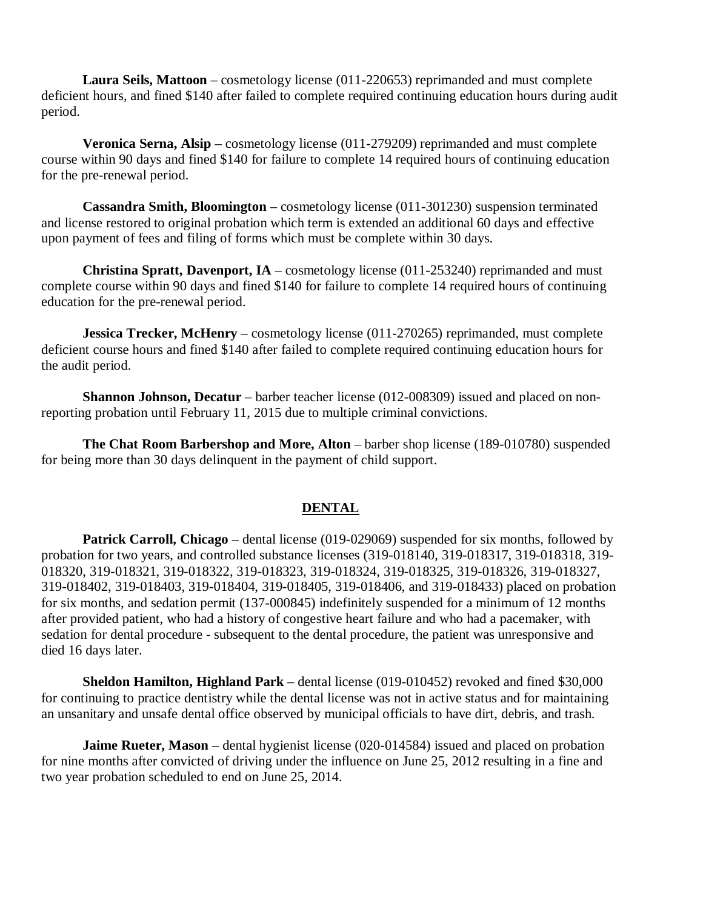**Laura Seils, Mattoon** – cosmetology license (011-220653) reprimanded and must complete deficient hours, and fined $140 after failed to complete required continuing education hours during audit period.

**Veronica Serna, Alsip** – cosmetology license (011-279209) reprimanded and must complete course within 90 days and fined $140 for failure to complete 14 required hours of continuing education for the pre-renewal period.

**Cassandra Smith, Bloomington** – cosmetology license (011-301230) suspension terminated and license restored to original probation which term is extended an additional 60 days and effective upon payment of fees and filing of forms which must be complete within 30 days.

**Christina Spratt, Davenport, IA** – cosmetology license (011-253240) reprimanded and must complete course within 90 days and fined $140 for failure to complete 14 required hours of continuing education for the pre-renewal period.

**Jessica Trecker, McHenry** – cosmetology license (011-270265) reprimanded, must complete deficient course hours and fined $140 after failed to complete required continuing education hours for the audit period.

**Shannon Johnson, Decatur** – barber teacher license (012-008309) issued and placed on non-reporting probation until February 11, 2015 due to multiple criminal convictions.

**The Chat Room Barbershop and More, Alton** – barber shop license (189-010780) suspended for being more than 30 days delinquent in the payment of child support.

## DENTAL

**Patrick Carroll, Chicago** – dental license (019-029069) suspended for six months, followed by probation for two years, and controlled substance licenses (319-018140, 319-018317, 319-018318, 319-018320, 319-018321, 319-018322, 319-018323, 319-018324, 319-018325, 319-018326, 319-018327, 319-018402, 319-018403, 319-018404, 319-018405, 319-018406, and 319-018433) placed on probation for six months, and sedation permit (137-000845) indefinitely suspended for a minimum of 12 months after provided patient, who had a history of congestive heart failure and who had a pacemaker, with sedation for dental procedure - subsequent to the dental procedure, the patient was unresponsive and died 16 days later.

**Sheldon Hamilton, Highland Park** – dental license (019-010452) revoked and fined $30,000 for continuing to practice dentistry while the dental license was not in active status and for maintaining an unsanitary and unsafe dental office observed by municipal officials to have dirt, debris, and trash.

**Jaime Rueter, Mason** – dental hygienist license (020-014584) issued and placed on probation for nine months after convicted of driving under the influence on June 25, 2012 resulting in a fine and two year probation scheduled to end on June 25, 2014.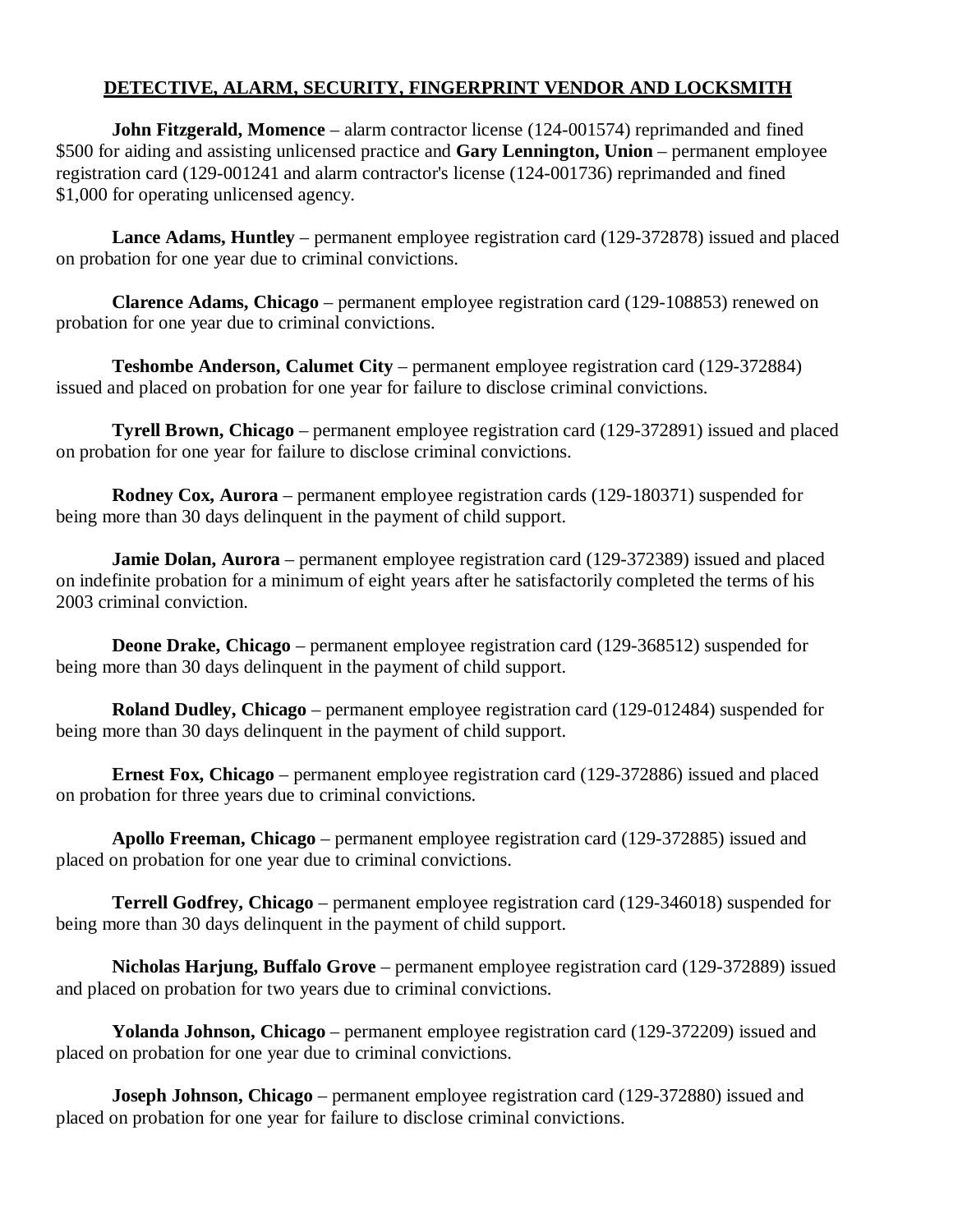## DETECTIVE, ALARM, SECURITY, FINGERPRINT VENDOR AND LOCKSMITH

**John Fitzgerald, Momence** – alarm contractor license (124-001574) reprimanded and fined $500 for aiding and assisting unlicensed practice and **Gary Lennington, Union** – permanent employee registration card (129-001241 and alarm contractor's license (124-001736) reprimanded and fined $1,000 for operating unlicensed agency.

**Lance Adams, Huntley** – permanent employee registration card (129-372878) issued and placed on probation for one year due to criminal convictions.

**Clarence Adams, Chicago** – permanent employee registration card (129-108853) renewed on probation for one year due to criminal convictions.

**Teshombe Anderson, Calumet City** – permanent employee registration card (129-372884) issued and placed on probation for one year for failure to disclose criminal convictions.

**Tyrell Brown, Chicago** – permanent employee registration card (129-372891) issued and placed on probation for one year for failure to disclose criminal convictions.

**Rodney Cox, Aurora** – permanent employee registration cards (129-180371) suspended for being more than 30 days delinquent in the payment of child support.

**Jamie Dolan, Aurora** – permanent employee registration card (129-372389) issued and placed on indefinite probation for a minimum of eight years after he satisfactorily completed the terms of his 2003 criminal conviction.

**Deone Drake, Chicago** – permanent employee registration card (129-368512) suspended for being more than 30 days delinquent in the payment of child support.

**Roland Dudley, Chicago** – permanent employee registration card (129-012484) suspended for being more than 30 days delinquent in the payment of child support.

**Ernest Fox, Chicago** – permanent employee registration card (129-372886) issued and placed on probation for three years due to criminal convictions.

**Apollo Freeman, Chicago** – permanent employee registration card (129-372885) issued and placed on probation for one year due to criminal convictions.

**Terrell Godfrey, Chicago** – permanent employee registration card (129-346018) suspended for being more than 30 days delinquent in the payment of child support.

**Nicholas Harjung, Buffalo Grove** – permanent employee registration card (129-372889) issued and placed on probation for two years due to criminal convictions.

**Yolanda Johnson, Chicago** – permanent employee registration card (129-372209) issued and placed on probation for one year due to criminal convictions.

**Joseph Johnson, Chicago** – permanent employee registration card (129-372880) issued and placed on probation for one year for failure to disclose criminal convictions.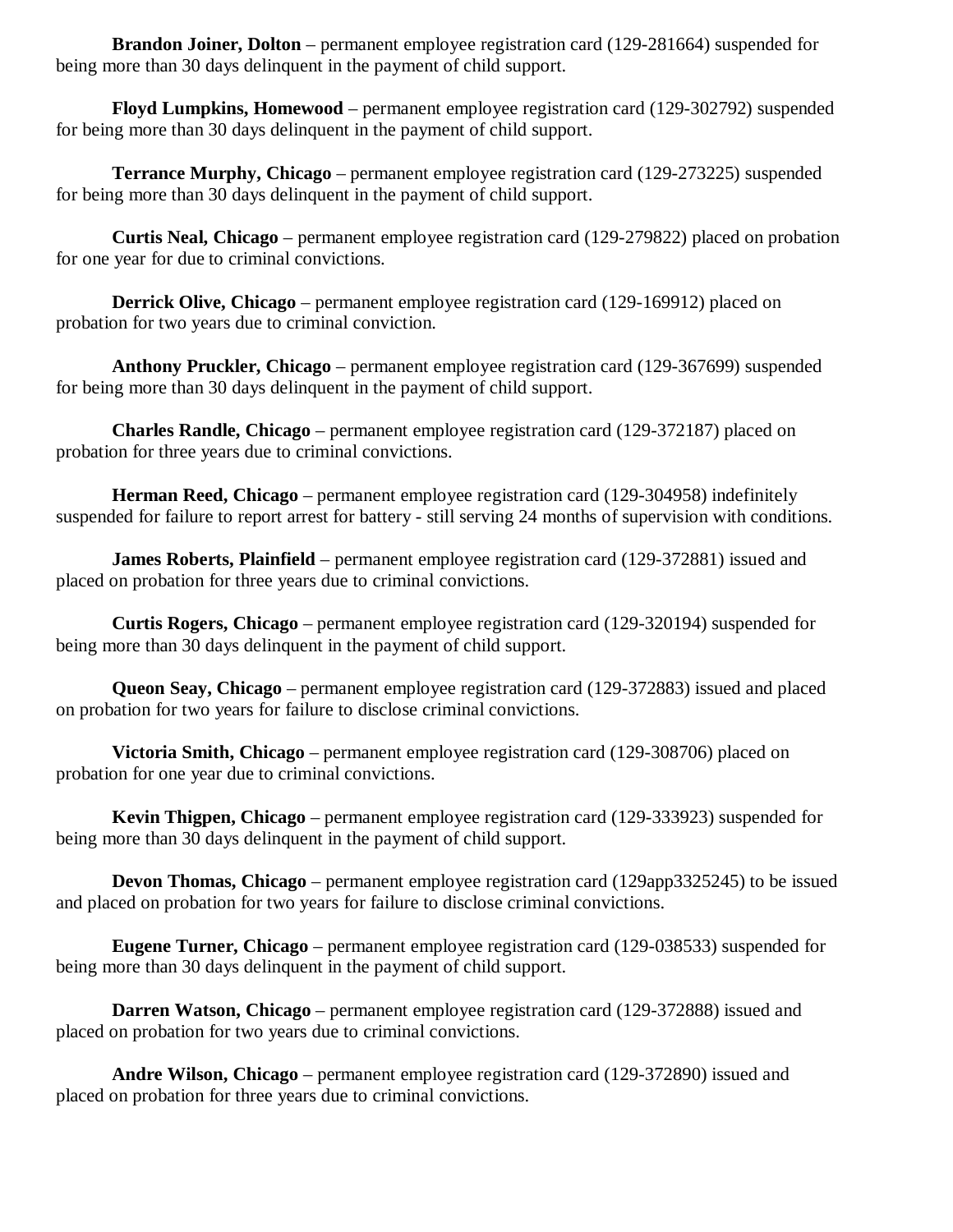**Brandon Joiner, Dolton** – permanent employee registration card (129-281664) suspended for being more than 30 days delinquent in the payment of child support.

**Floyd Lumpkins, Homewood** – permanent employee registration card (129-302792) suspended for being more than 30 days delinquent in the payment of child support.

**Terrance Murphy, Chicago** – permanent employee registration card (129-273225) suspended for being more than 30 days delinquent in the payment of child support.

**Curtis Neal, Chicago** – permanent employee registration card (129-279822) placed on probation for one year for due to criminal convictions.

**Derrick Olive, Chicago** – permanent employee registration card (129-169912) placed on probation for two years due to criminal conviction.

**Anthony Pruckler, Chicago** – permanent employee registration card (129-367699) suspended for being more than 30 days delinquent in the payment of child support.

**Charles Randle, Chicago** – permanent employee registration card (129-372187) placed on probation for three years due to criminal convictions.

**Herman Reed, Chicago** – permanent employee registration card (129-304958) indefinitely suspended for failure to report arrest for battery - still serving 24 months of supervision with conditions.

**James Roberts, Plainfield** – permanent employee registration card (129-372881) issued and placed on probation for three years due to criminal convictions.

**Curtis Rogers, Chicago** – permanent employee registration card (129-320194) suspended for being more than 30 days delinquent in the payment of child support.

**Queon Seay, Chicago** – permanent employee registration card (129-372883) issued and placed on probation for two years for failure to disclose criminal convictions.

**Victoria Smith, Chicago** – permanent employee registration card (129-308706) placed on probation for one year due to criminal convictions.

**Kevin Thigpen, Chicago** – permanent employee registration card (129-333923) suspended for being more than 30 days delinquent in the payment of child support.

**Devon Thomas, Chicago** – permanent employee registration card (129app3325245) to be issued and placed on probation for two years for failure to disclose criminal convictions.

**Eugene Turner, Chicago** – permanent employee registration card (129-038533) suspended for being more than 30 days delinquent in the payment of child support.

**Darren Watson, Chicago** – permanent employee registration card (129-372888) issued and placed on probation for two years due to criminal convictions.

**Andre Wilson, Chicago** – permanent employee registration card (129-372890) issued and placed on probation for three years due to criminal convictions.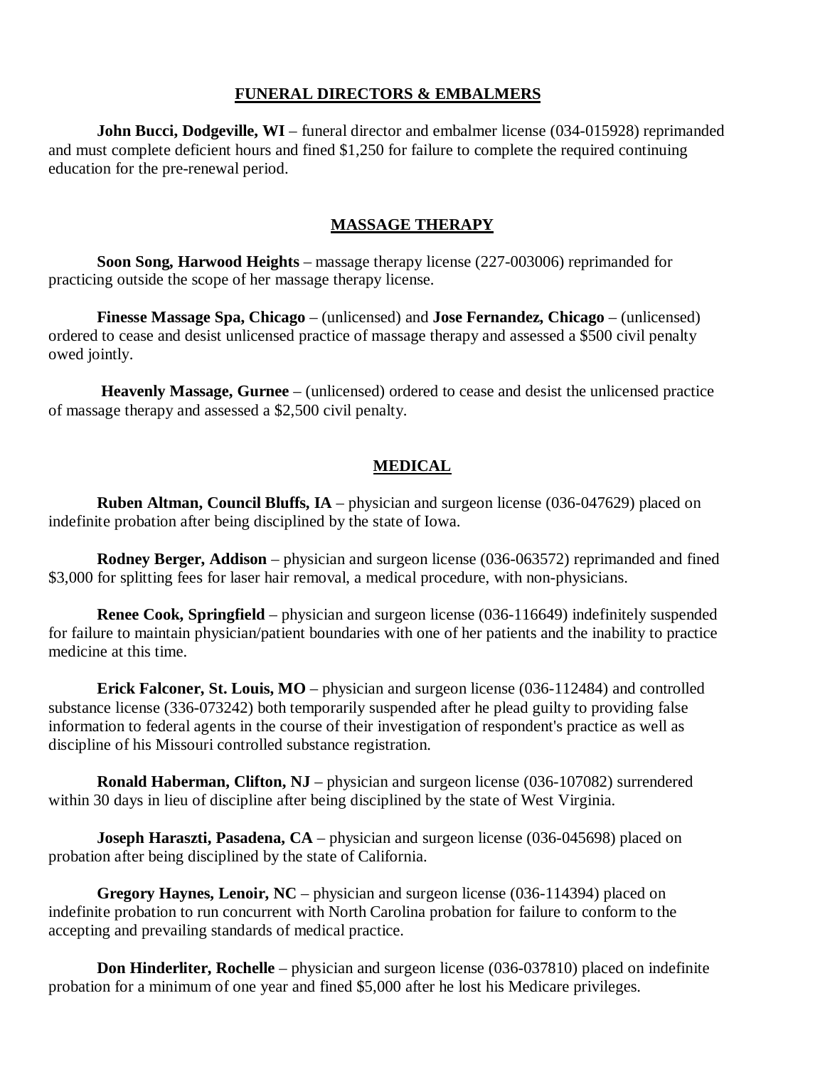## FUNERAL DIRECTORS & EMBALMERS

**John Bucci, Dodgeville, WI** – funeral director and embalmer license (034-015928) reprimanded and must complete deficient hours and fined $1,250 for failure to complete the required continuing education for the pre-renewal period.

## MASSAGE THERAPY

**Soon Song, Harwood Heights** – massage therapy license (227-003006) reprimanded for practicing outside the scope of her massage therapy license.

**Finesse Massage Spa, Chicago** – (unlicensed) and **Jose Fernandez, Chicago** – (unlicensed) ordered to cease and desist unlicensed practice of massage therapy and assessed a $500 civil penalty owed jointly.

**Heavenly Massage, Gurnee** – (unlicensed) ordered to cease and desist the unlicensed practice of massage therapy and assessed a $2,500 civil penalty.

## MEDICAL

**Ruben Altman, Council Bluffs, IA** – physician and surgeon license (036-047629) placed on indefinite probation after being disciplined by the state of Iowa.

**Rodney Berger, Addison** – physician and surgeon license (036-063572) reprimanded and fined $3,000 for splitting fees for laser hair removal, a medical procedure, with non-physicians.

**Renee Cook, Springfield** – physician and surgeon license (036-116649) indefinitely suspended for failure to maintain physician/patient boundaries with one of her patients and the inability to practice medicine at this time.

**Erick Falconer, St. Louis, MO** – physician and surgeon license (036-112484) and controlled substance license (336-073242) both temporarily suspended after he plead guilty to providing false information to federal agents in the course of their investigation of respondent's practice as well as discipline of his Missouri controlled substance registration.

**Ronald Haberman, Clifton, NJ** – physician and surgeon license (036-107082) surrendered within 30 days in lieu of discipline after being disciplined by the state of West Virginia.

**Joseph Haraszti, Pasadena, CA** – physician and surgeon license (036-045698) placed on probation after being disciplined by the state of California.

**Gregory Haynes, Lenoir, NC** – physician and surgeon license (036-114394) placed on indefinite probation to run concurrent with North Carolina probation for failure to conform to the accepting and prevailing standards of medical practice.

**Don Hinderliter, Rochelle** – physician and surgeon license (036-037810) placed on indefinite probation for a minimum of one year and fined $5,000 after he lost his Medicare privileges.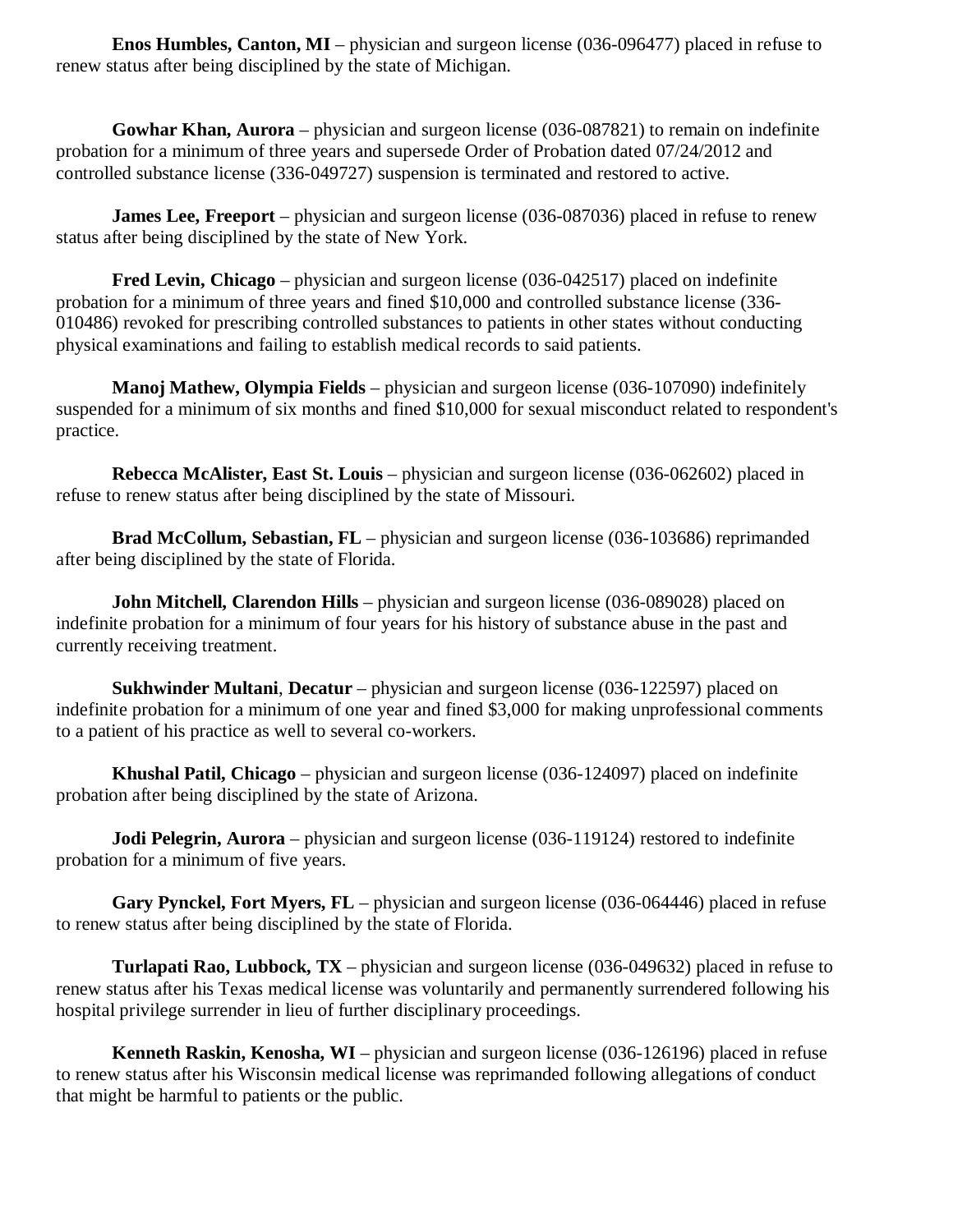**Enos Humbles, Canton, MI** – physician and surgeon license (036-096477) placed in refuse to renew status after being disciplined by the state of Michigan.

**Gowhar Khan, Aurora** – physician and surgeon license (036-087821) to remain on indefinite probation for a minimum of three years and supersede Order of Probation dated 07/24/2012 and controlled substance license (336-049727) suspension is terminated and restored to active.

**James Lee, Freeport** – physician and surgeon license (036-087036) placed in refuse to renew status after being disciplined by the state of New York.

**Fred Levin, Chicago** – physician and surgeon license (036-042517) placed on indefinite probation for a minimum of three years and fined $10,000 and controlled substance license (336-010486) revoked for prescribing controlled substances to patients in other states without conducting physical examinations and failing to establish medical records to said patients.

**Manoj Mathew, Olympia Fields** – physician and surgeon license (036-107090) indefinitely suspended for a minimum of six months and fined $10,000 for sexual misconduct related to respondent's practice.

**Rebecca McAlister, East St. Louis** – physician and surgeon license (036-062602) placed in refuse to renew status after being disciplined by the state of Missouri.

**Brad McCollum, Sebastian, FL** – physician and surgeon license (036-103686) reprimanded after being disciplined by the state of Florida.

**John Mitchell, Clarendon Hills** – physician and surgeon license (036-089028) placed on indefinite probation for a minimum of four years for his history of substance abuse in the past and currently receiving treatment.

**Sukhwinder Multani**, **Decatur** – physician and surgeon license (036-122597) placed on indefinite probation for a minimum of one year and fined $3,000 for making unprofessional comments to a patient of his practice as well to several co-workers.

**Khushal Patil, Chicago** – physician and surgeon license (036-124097) placed on indefinite probation after being disciplined by the state of Arizona.

**Jodi Pelegrin, Aurora** – physician and surgeon license (036-119124) restored to indefinite probation for a minimum of five years.

**Gary Pynckel, Fort Myers, FL** – physician and surgeon license (036-064446) placed in refuse to renew status after being disciplined by the state of Florida.

**Turlapati Rao, Lubbock, TX** – physician and surgeon license (036-049632) placed in refuse to renew status after his Texas medical license was voluntarily and permanently surrendered following his hospital privilege surrender in lieu of further disciplinary proceedings.

**Kenneth Raskin, Kenosha, WI** – physician and surgeon license (036-126196) placed in refuse to renew status after his Wisconsin medical license was reprimanded following allegations of conduct that might be harmful to patients or the public.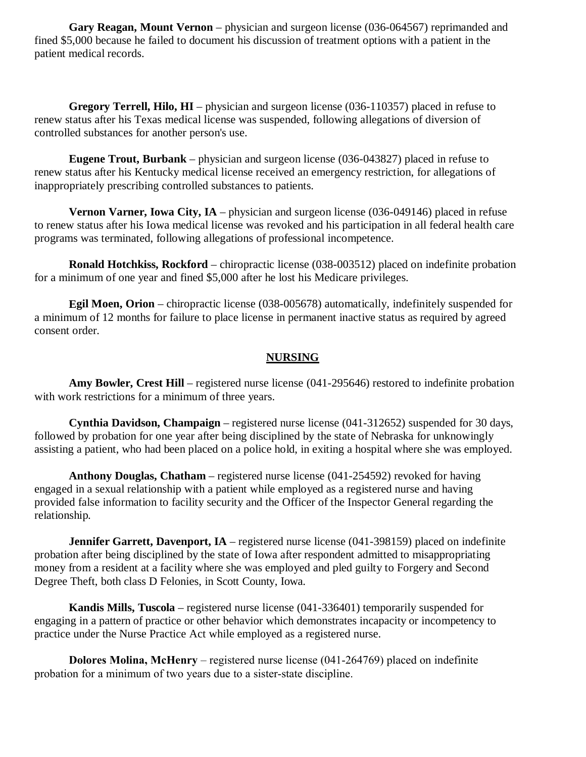**Gary Reagan, Mount Vernon** – physician and surgeon license (036-064567) reprimanded and fined $5,000 because he failed to document his discussion of treatment options with a patient in the patient medical records.

**Gregory Terrell, Hilo, HI** – physician and surgeon license (036-110357) placed in refuse to renew status after his Texas medical license was suspended, following allegations of diversion of controlled substances for another person's use.

**Eugene Trout, Burbank** – physician and surgeon license (036-043827) placed in refuse to renew status after his Kentucky medical license received an emergency restriction, for allegations of inappropriately prescribing controlled substances to patients.

**Vernon Varner, Iowa City, IA** – physician and surgeon license (036-049146) placed in refuse to renew status after his Iowa medical license was revoked and his participation in all federal health care programs was terminated, following allegations of professional incompetence.

**Ronald Hotchkiss, Rockford** – chiropractic license (038-003512) placed on indefinite probation for a minimum of one year and fined $5,000 after he lost his Medicare privileges.

**Egil Moen, Orion** – chiropractic license (038-005678) automatically, indefinitely suspended for a minimum of 12 months for failure to place license in permanent inactive status as required by agreed consent order.

## NURSING

**Amy Bowler, Crest Hill** – registered nurse license (041-295646) restored to indefinite probation with work restrictions for a minimum of three years.

**Cynthia Davidson, Champaign** – registered nurse license (041-312652) suspended for 30 days, followed by probation for one year after being disciplined by the state of Nebraska for unknowingly assisting a patient, who had been placed on a police hold, in exiting a hospital where she was employed.

**Anthony Douglas, Chatham** – registered nurse license (041-254592) revoked for having engaged in a sexual relationship with a patient while employed as a registered nurse and having provided false information to facility security and the Officer of the Inspector General regarding the relationship.

**Jennifer Garrett, Davenport, IA** – registered nurse license (041-398159) placed on indefinite probation after being disciplined by the state of Iowa after respondent admitted to misappropriating money from a resident at a facility where she was employed and pled guilty to Forgery and Second Degree Theft, both class D Felonies, in Scott County, Iowa.

**Kandis Mills, Tuscola** – registered nurse license (041-336401) temporarily suspended for engaging in a pattern of practice or other behavior which demonstrates incapacity or incompetency to practice under the Nurse Practice Act while employed as a registered nurse.

**Dolores Molina, McHenry** – registered nurse license (041-264769) placed on indefinite probation for a minimum of two years due to a sister-state discipline.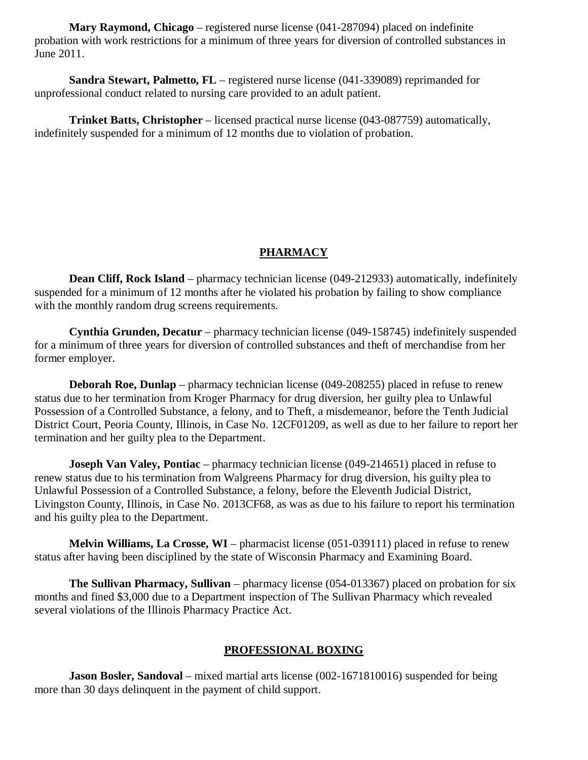**Mary Raymond, Chicago** – registered nurse license (041-287094) placed on indefinite probation with work restrictions for a minimum of three years for diversion of controlled substances in June 2011.

**Sandra Stewart, Palmetto, FL** – registered nurse license (041-339089) reprimanded for unprofessional conduct related to nursing care provided to an adult patient.

**Trinket Batts, Christopher** – licensed practical nurse license (043-087759) automatically, indefinitely suspended for a minimum of 12 months due to violation of probation.

## PHARMACY

**Dean Cliff, Rock Island** – pharmacy technician license (049-212933) automatically, indefinitely suspended for a minimum of 12 months after he violated his probation by failing to show compliance with the monthly random drug screens requirements.

**Cynthia Grunden, Decatur** – pharmacy technician license (049-158745) indefinitely suspended for a minimum of three years for diversion of controlled substances and theft of merchandise from her former employer.

**Deborah Roe, Dunlap** – pharmacy technician license (049-208255) placed in refuse to renew status due to her termination from Kroger Pharmacy for drug diversion, her guilty plea to Unlawful Possession of a Controlled Substance, a felony, and to Theft, a misdemeanor, before the Tenth Judicial District Court, Peoria County, Illinois, in Case No. 12CF01209, as well as due to her failure to report her termination and her guilty plea to the Department.

**Joseph Van Valey, Pontiac** – pharmacy technician license (049-214651) placed in refuse to renew status due to his termination from Walgreens Pharmacy for drug diversion, his guilty plea to Unlawful Possession of a Controlled Substance, a felony, before the Eleventh Judicial District, Livingston County, Illinois, in Case No. 2013CF68, as was as due to his failure to report his termination and his guilty plea to the Department.

**Melvin Williams, La Crosse, WI** – pharmacist license (051-039111) placed in refuse to renew status after having been disciplined by the state of Wisconsin Pharmacy and Examining Board.

**The Sullivan Pharmacy, Sullivan** – pharmacy license (054-013367) placed on probation for six months and fined $3,000 due to a Department inspection of The Sullivan Pharmacy which revealed several violations of the Illinois Pharmacy Practice Act.

## PROFESSIONAL BOXING

**Jason Bosler, Sandoval** – mixed martial arts license (002-1671810016) suspended for being more than 30 days delinquent in the payment of child support.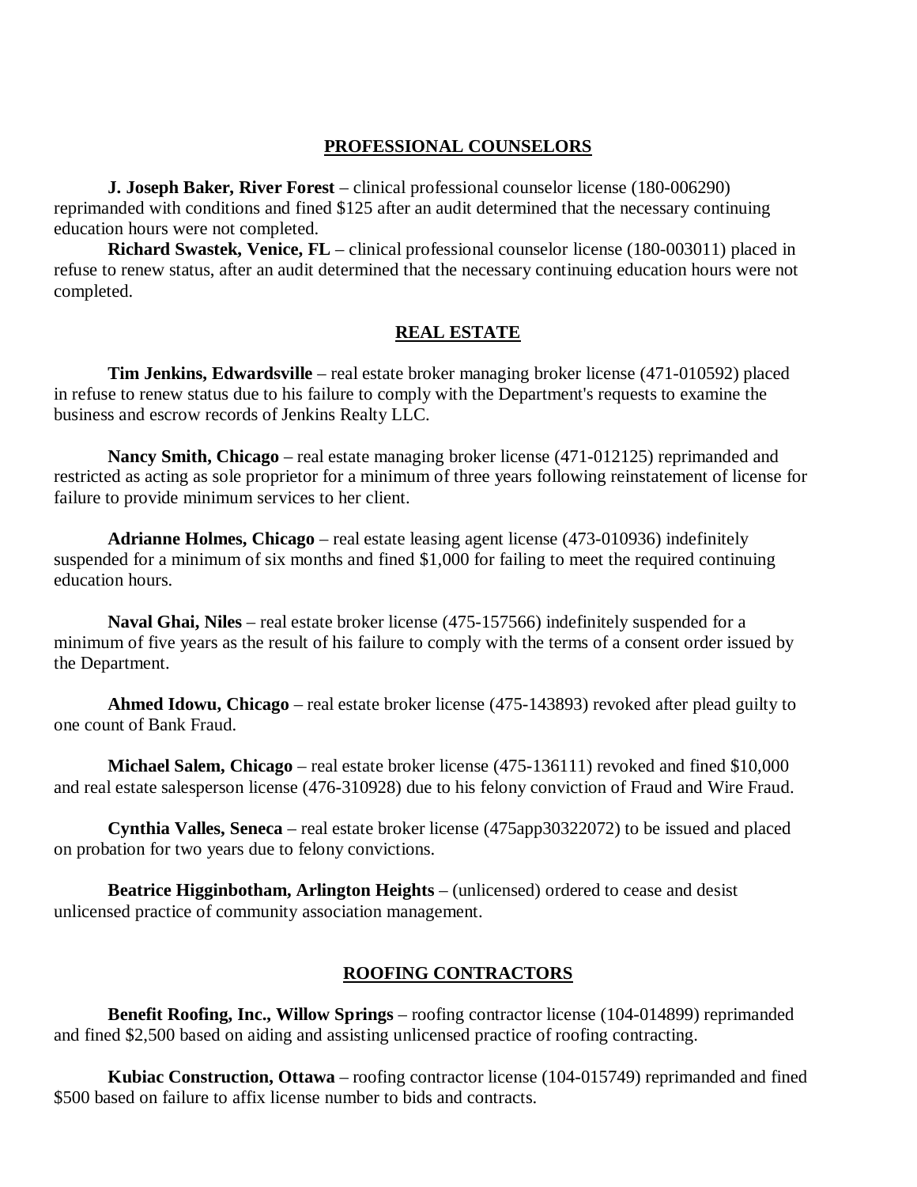## PROFESSIONAL COUNSELORS

**J. Joseph Baker, River Forest** – clinical professional counselor license (180-006290) reprimanded with conditions and fined $125 after an audit determined that the necessary continuing education hours were not completed.

**Richard Swastek, Venice, FL** – clinical professional counselor license (180-003011) placed in refuse to renew status, after an audit determined that the necessary continuing education hours were not completed.

## REAL ESTATE

**Tim Jenkins, Edwardsville** – real estate broker managing broker license (471-010592) placed in refuse to renew status due to his failure to comply with the Department's requests to examine the business and escrow records of Jenkins Realty LLC.

**Nancy Smith, Chicago** – real estate managing broker license (471-012125) reprimanded and restricted as acting as sole proprietor for a minimum of three years following reinstatement of license for failure to provide minimum services to her client.

**Adrianne Holmes, Chicago** – real estate leasing agent license (473-010936) indefinitely suspended for a minimum of six months and fined $1,000 for failing to meet the required continuing education hours.

**Naval Ghai, Niles** – real estate broker license (475-157566) indefinitely suspended for a minimum of five years as the result of his failure to comply with the terms of a consent order issued by the Department.

**Ahmed Idowu, Chicago** – real estate broker license (475-143893) revoked after plead guilty to one count of Bank Fraud.

**Michael Salem, Chicago** – real estate broker license (475-136111) revoked and fined $10,000 and real estate salesperson license (476-310928) due to his felony conviction of Fraud and Wire Fraud.

**Cynthia Valles, Seneca** – real estate broker license (475app30322072) to be issued and placed on probation for two years due to felony convictions.

**Beatrice Higginbotham, Arlington Heights** – (unlicensed) ordered to cease and desist unlicensed practice of community association management.

## ROOFING CONTRACTORS

**Benefit Roofing, Inc., Willow Springs** – roofing contractor license (104-014899) reprimanded and fined $2,500 based on aiding and assisting unlicensed practice of roofing contracting.

**Kubiac Construction, Ottawa** – roofing contractor license (104-015749) reprimanded and fined $500 based on failure to affix license number to bids and contracts.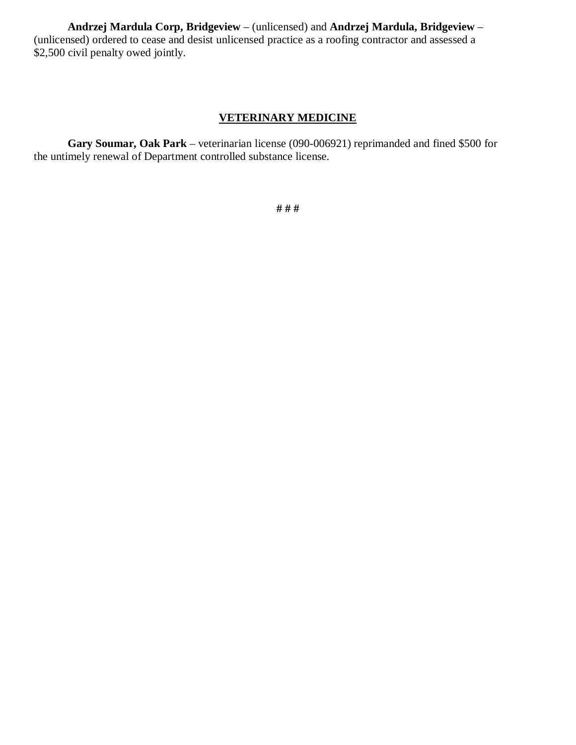**Andrzej Mardula Corp, Bridgeview** – (unlicensed) and **Andrzej Mardula, Bridgeview** – (unlicensed) ordered to cease and desist unlicensed practice as a roofing contractor and assessed a $2,500 civil penalty owed jointly.

## VETERINARY MEDICINE

**Gary Soumar, Oak Park** – veterinarian license (090-006921) reprimanded and fined $500 for the untimely renewal of Department controlled substance license.

# # #